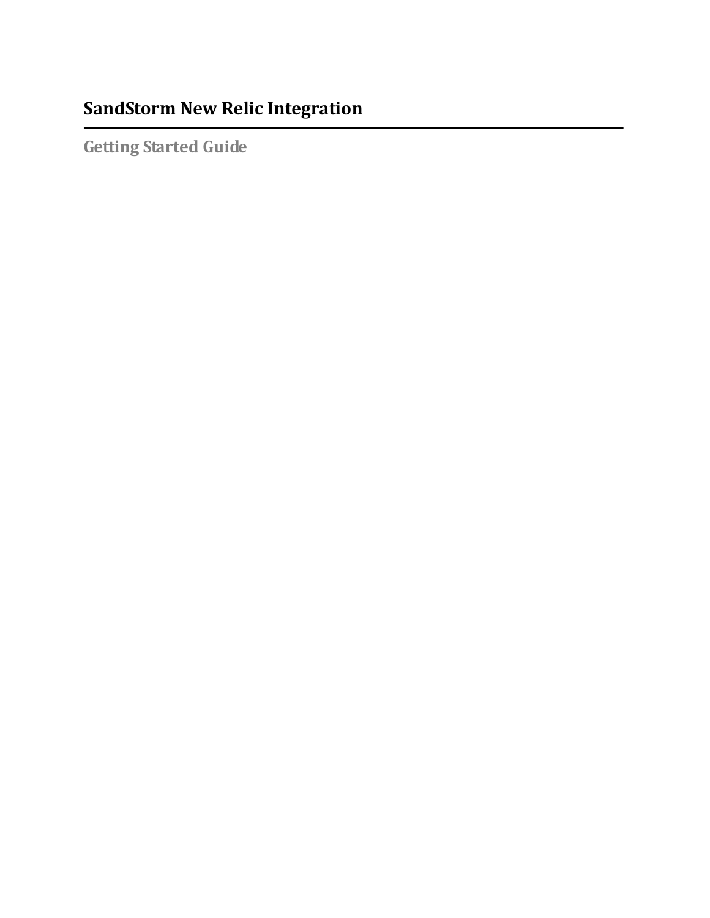# SandStorm New Relic Integration

## Getting Started Guide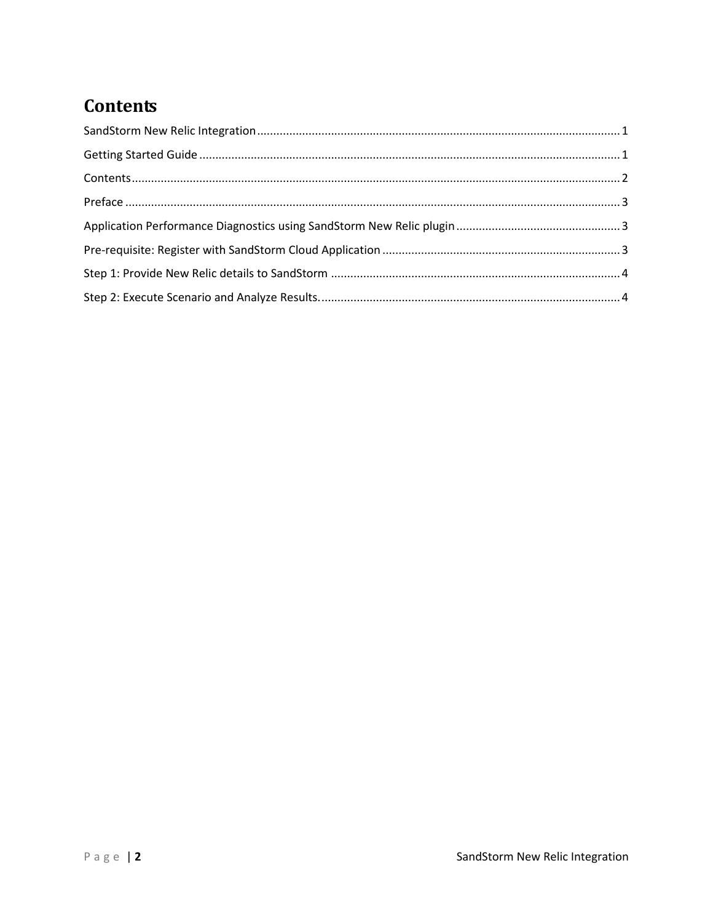# Contents

SandStorm New Relic Integration ........................................................................................................ 1

Getting Started Guide ........................................................................................................................ 1

Contents .............................................................................................................................................. 2

Preface ................................................................................................................................................ 3

Application Performance Diagnostics using SandStorm New Relic plugin ........................................ 3

Pre-requisite: Register with SandStorm Cloud Application ............................................................... 3

Step 1: Provide New Relic details to SandStorm ............................................................................... 4

Step 2: Execute Scenario and Analyze Results. .................................................................................. 4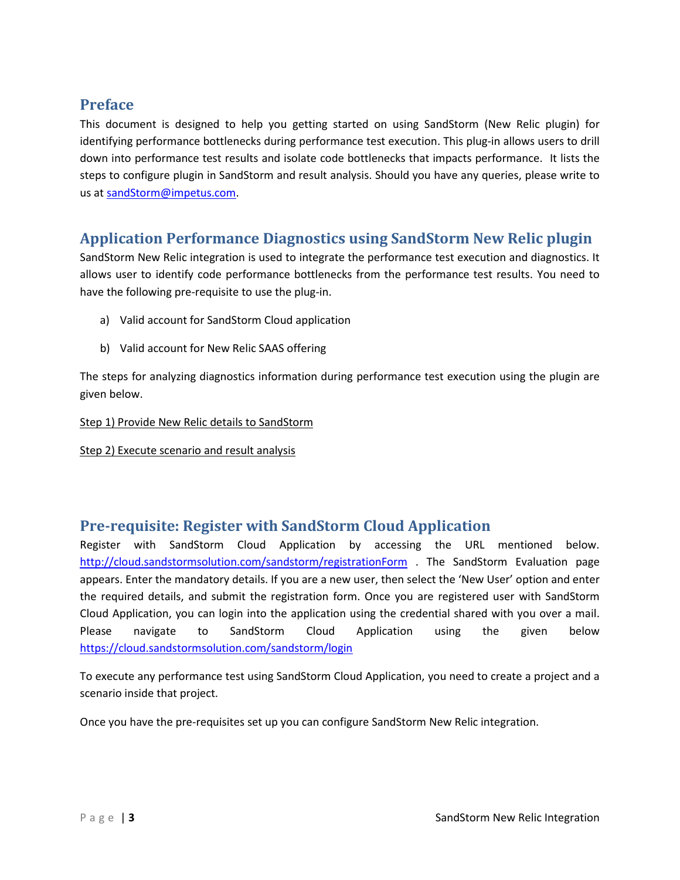## Preface

This document is designed to help you getting started on using SandStorm (New Relic plugin) for identifying performance bottlenecks during performance test execution. This plug-in allows users to drill down into performance test results and isolate code bottlenecks that impacts performance. It lists the steps to configure plugin in SandStorm and result analysis. Should you have any queries, please write to us at [sandStorm@impetus.com](mailto:sandStorm@impetus.com).

## Application Performance Diagnostics using SandStorm New Relic plugin

SandStorm New Relic integration is used to integrate the performance test execution and diagnostics. It allows user to identify code performance bottlenecks from the performance test results. You need to have the following pre-requisite to use the plug-in.

a) Valid account for SandStorm Cloud application

b) Valid account for New Relic SAAS offering

The steps for analyzing diagnostics information during performance test execution using the plugin are given below.

Step 1) Provide New Relic details to SandStorm

Step 2) Execute scenario and result analysis

## Pre-requisite: Register with SandStorm Cloud Application

Register with SandStorm Cloud Application by accessing the URL mentioned below. [http://cloud.sandstormsolution.com/sandstorm/registrationForm](http://cloud.sandstormsolution.com/sandstorm/registrationForm) . The SandStorm Evaluation page appears. Enter the mandatory details. If you are a new user, then select the 'New User' option and enter the required details, and submit the registration form. Once you are registered user with SandStorm Cloud Application, you can login into the application using the credential shared with you over a mail. Please navigate to SandStorm Cloud Application using the given below [https://cloud.sandstormsolution.com/sandstorm/login](https://cloud.sandstormsolution.com/sandstorm/login)

To execute any performance test using SandStorm Cloud Application, you need to create a project and a scenario inside that project.

Once you have the pre-requisites set up you can configure SandStorm New Relic integration.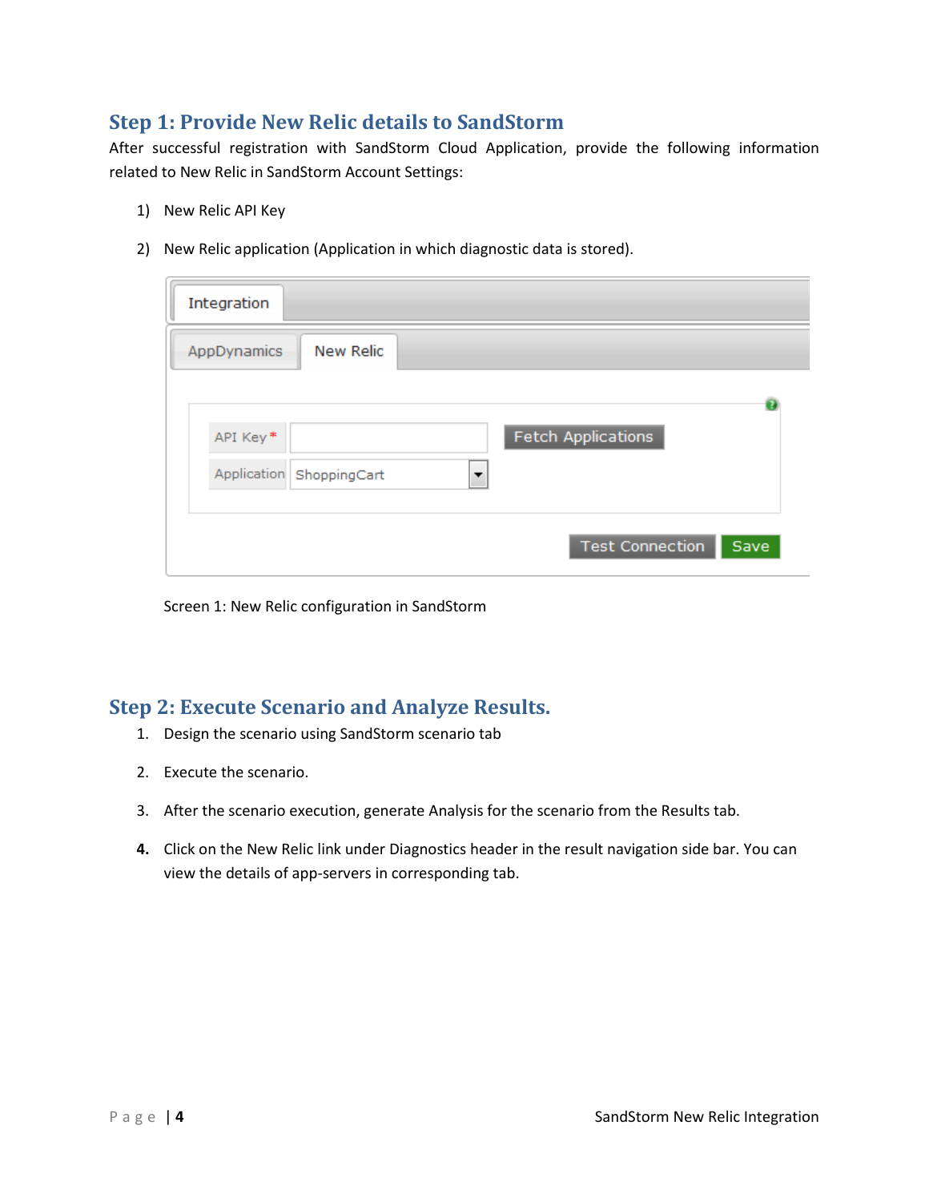## Step 1: Provide New Relic details to SandStorm

After successful registration with SandStorm Cloud Application, provide the following information related to New Relic in SandStorm Account Settings:

1) New Relic API Key
2) New Relic application (Application in which diagnostic data is stored).

Screen 1: New Relic configuration in SandStorm

## Step 2: Execute Scenario and Analyze Results.

1. Design the scenario using SandStorm scenario tab
2. Execute the scenario.
3. After the scenario execution, generate Analysis for the scenario from the Results tab.
4. Click on the New Relic link under Diagnostics header in the result navigation side bar. You can view the details of app-servers in corresponding tab.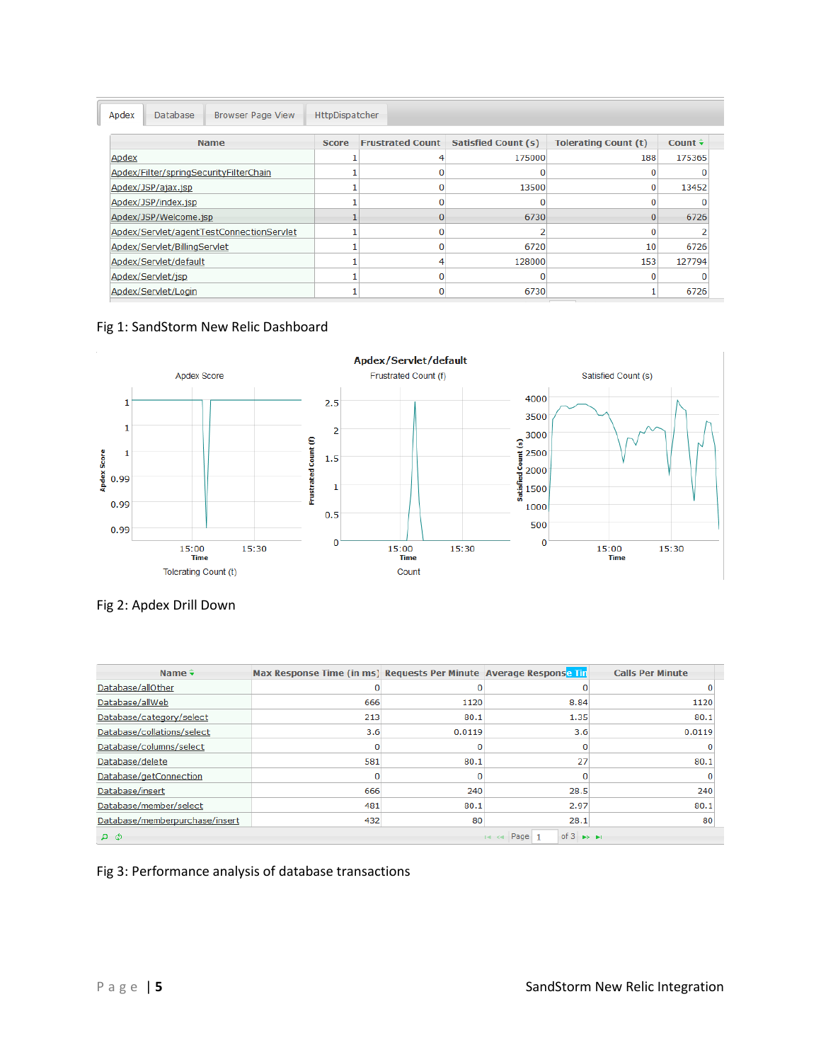Apdex | Database | Browser Page View | HttpDispatcher

| Name | Score | Frustrated Count | Satisfied Count (s) | Tolerating Count (t) | Count |
|---|---|---|---|---|---|
| Apdex | 1 | 4 | 175000 | 188 | 175365 |
| Apdex/Filter/springSecurityFilterChain | 1 | 0 | 0 | 0 | 0 |
| Apdex/JSP/ajax.jsp | 1 | 0 | 13500 | 0 | 13452 |
| Apdex/JSP/index.jsp | 1 | 0 | 0 | 0 | 0 |
| Apdex/JSP/Welcome.jsp | 1 | 0 | 6730 | 0 | 6726 |
| Apdex/Servlet/agentTestConnectionServlet | 1 | 0 | 2 | 0 | 2 |
| Apdex/Servlet/BillingServlet | 1 | 0 | 6720 | 10 | 6726 |
| Apdex/Servlet/default | 1 | 4 | 128000 | 153 | 127794 |
| Apdex/Servlet/jsp | 1 | 0 | 0 | 0 | 0 |
| Apdex/Servlet/Login | 1 | 0 | 6730 | 1 | 6726 |

Fig 1: SandStorm New Relic Dashboard

Fig 2: Apdex Drill Down

| Name | Max Response Time (in ms) | Requests Per Minute | Average Response Tim | Calls Per Minute |
|---|---|---|---|---|
| Database/allOther | 0 | 0 | 0 | 0 |
| Database/allWeb | 666 | 1120 | 8.84 | 1120 |
| Database/category/select | 213 | 80.1 | 1.35 | 80.1 |
| Database/collations/select | 3.6 | 0.0119 | 3.6 | 0.0119 |
| Database/columns/select | 0 | 0 | 0 | 0 |
| Database/delete | 581 | 80.1 | 27 | 80.1 |
| Database/getConnection | 0 | 0 | 0 | 0 |
| Database/insert | 666 | 240 | 28.5 | 240 |
| Database/member/select | 481 | 80.1 | 2.97 | 80.1 |
| Database/memberpurchase/insert | 432 | 80 | 28.1 | 80 |

Fig 3: Performance analysis of database transactions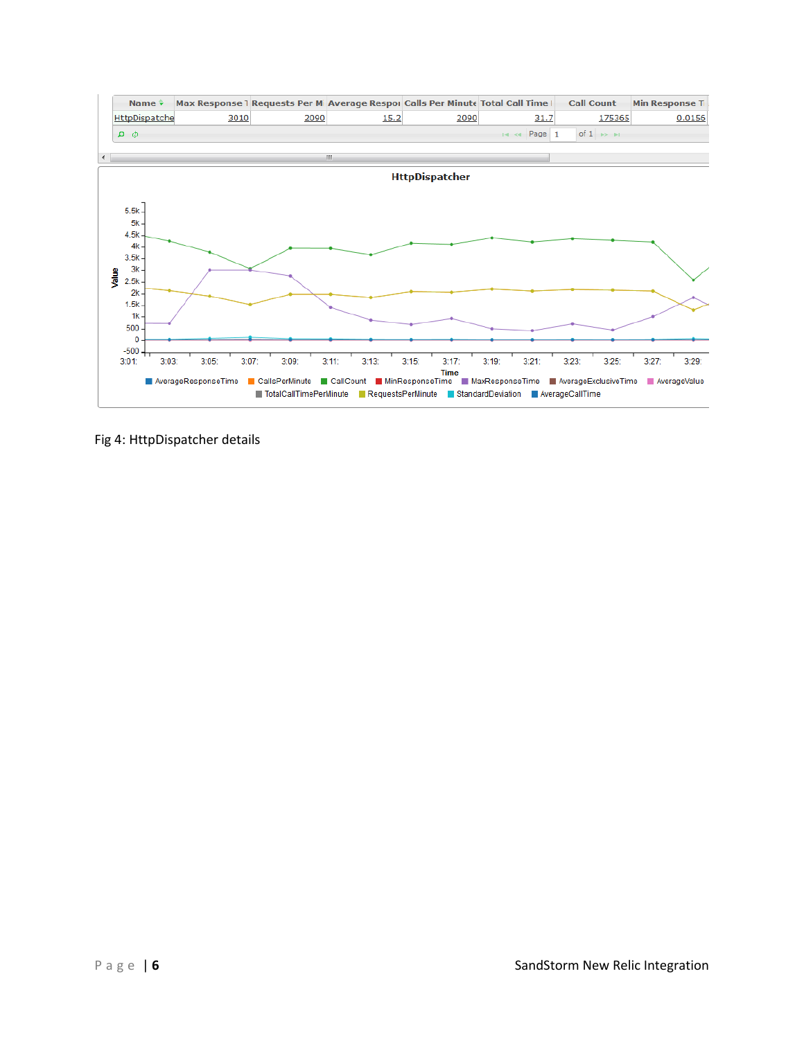| Name | Max Response T | Requests Per M | Average Respo | Calls Per Minute | Total Call Time | Call Count | Min Response T |
|---|---|---|---|---|---|---|---|
| HttpDispatche | 3010 | 2090 | 15.2 | 2090 | 31.7 | 175365 | 0.0156 |

Page 1 of 1

HttpDispatcher

Value

5.5k
5k
4.5k
4k
3.5k
3k
2.5k
2k
1.5k
1k
500
0
-500

3:01: 3:03: 3:05: 3:07: 3:09: 3:11: 3:13: 3:15: 3:17: 3:19: 3:21: 3:23: 3:25: 3:27: 3:29:

Time

AverageResponseTime CallsPerMinute CallCount MinResponseTime MaxResponseTime AverageExclusiveTime AverageValue TotalCallTimePerMinute RequestsPerMinute StandardDeviation AverageCallTime

Fig 4: HttpDispatcher details